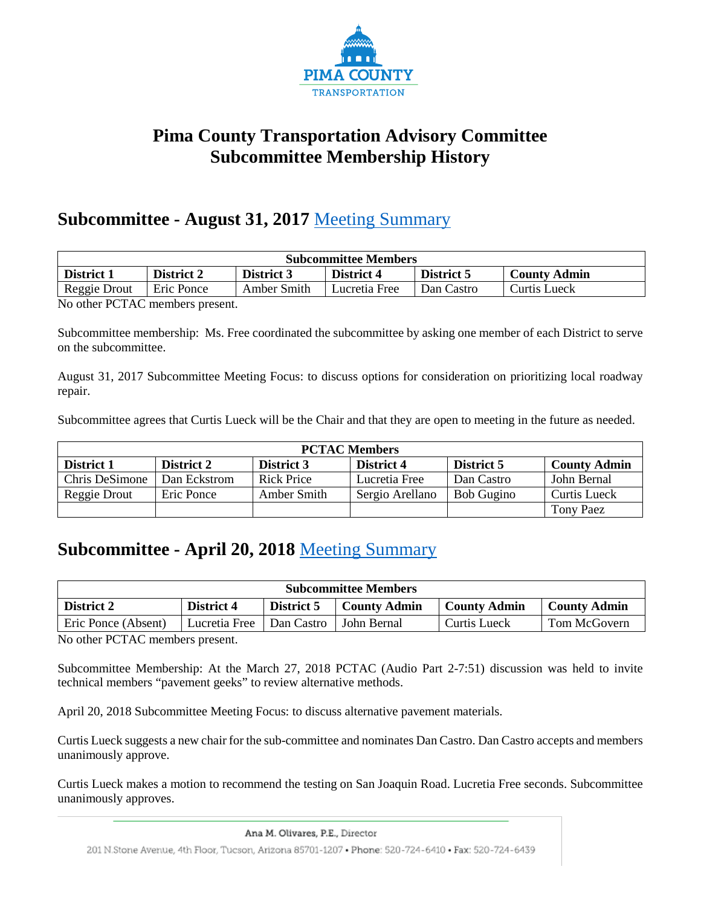# Pima County Transportation Advisory Committee
# Subcommittee Membership History

## Subcommittee - August 31, 2017 [Meeting Summary]

| Subcommittee Members | | | | | |
|---|---|---|---|---|---|
| **District 1** | **District 2** | **District 3** | **District 4** | **District 5** | **County Admin** |
| Reggie Drout | Eric Ponce | Amber Smith | Lucretia Free | Dan Castro | Curtis Lueck |

No other PCTAC members present.

Subcommittee membership: Ms. Free coordinated the subcommittee by asking one member of each District to serve on the subcommittee.

August 31, 2017 Subcommittee Meeting Focus: to discuss options for consideration on prioritizing local roadway repair.

Subcommittee agrees that Curtis Lueck will be the Chair and that they are open to meeting in the future as needed.

| PCTAC Members | | | | | |
|---|---|---|---|---|---|
| **District 1** | **District 2** | **District 3** | **District 4** | **District 5** | **County Admin** |
| Chris DeSimone | Dan Eckstrom | Rick Price | Lucretia Free | Dan Castro | John Bernal |
| Reggie Drout | Eric Ponce | Amber Smith | Sergio Arellano | Bob Gugino | Curtis Lueck |
| | | | | | Tony Paez |

## Subcommittee - April 20, 2018 [Meeting Summary]

| Subcommittee Members | | | | | |
|---|---|---|---|---|---|
| **District 2** | **District 4** | **District 5** | **County Admin** | **County Admin** | **County Admin** |
| Eric Ponce (Absent) | Lucretia Free | Dan Castro | John Bernal | Curtis Lueck | Tom McGovern |

No other PCTAC members present.

Subcommittee Membership: At the March 27, 2018 PCTAC (Audio Part 2-7:51) discussion was held to invite technical members "pavement geeks" to review alternative methods.

April 20, 2018 Subcommittee Meeting Focus: to discuss alternative pavement materials.

Curtis Lueck suggests a new chair for the sub-committee and nominates Dan Castro. Dan Castro accepts and members unanimously approve.

Curtis Lueck makes a motion to recommend the testing on San Joaquin Road. Lucretia Free seconds. Subcommittee unanimously approves.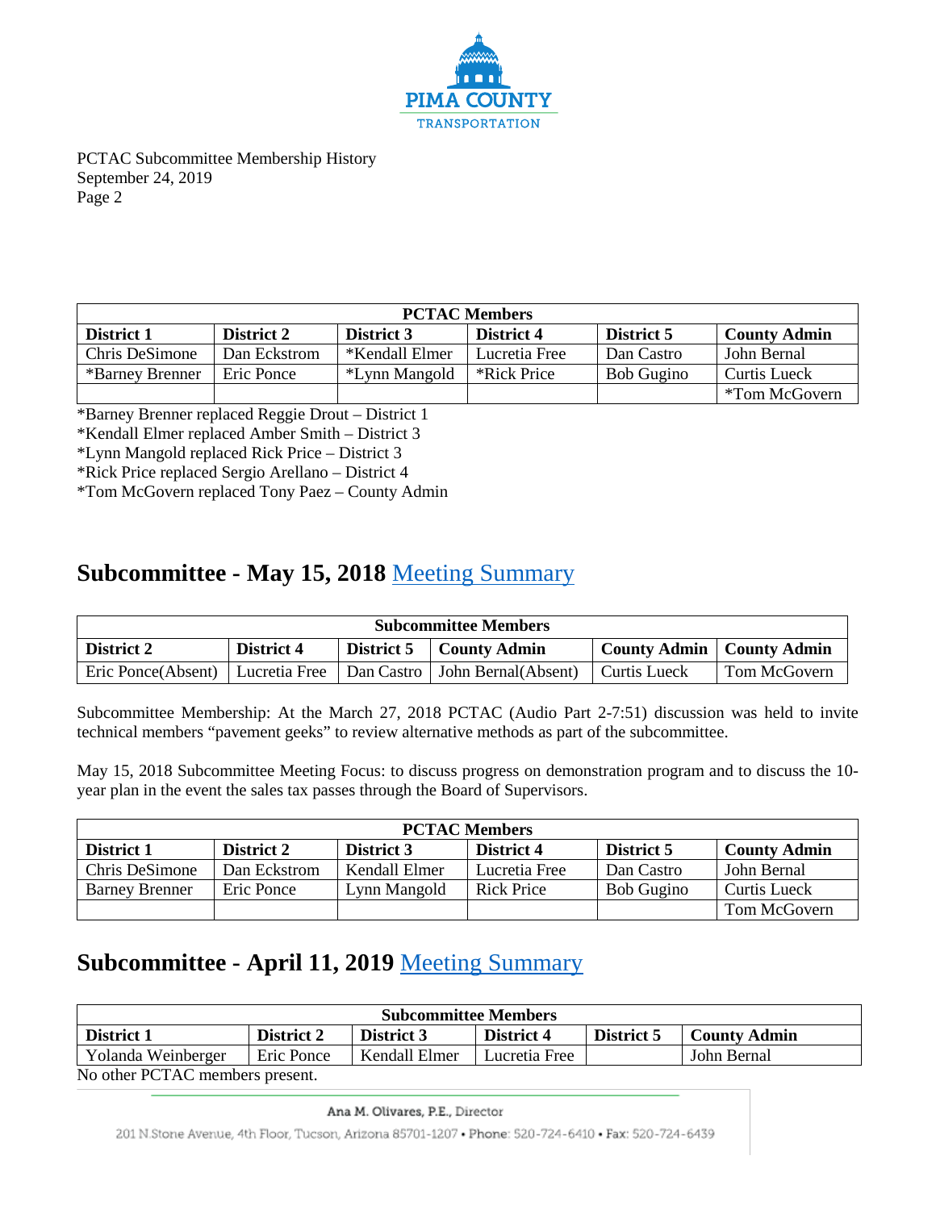| PCTAC Members | | | | | |
|---|---|---|---|---|---|
| **District 1** | **District 2** | **District 3** | **District 4** | **District 5** | **County Admin** |
| Chris DeSimone | Dan Eckstrom | *Kendall Elmer | Lucretia Free | Dan Castro | John Bernal |
| *Barney Brenner | Eric Ponce | *Lynn Mangold | *Rick Price | Bob Gugino | Curtis Lueck |
| | | | | | *Tom McGovern |

*Barney Brenner replaced Reggie Drout – District 1
*Kendall Elmer replaced Amber Smith – District 3
*Lynn Mangold replaced Rick Price – District 3
*Rick Price replaced Sergio Arellano – District 4
*Tom McGovern replaced Tony Paez – County Admin

## Subcommittee - May 15, 2018 Meeting Summary

| Subcommittee Members | | | | | |
|---|---|---|---|---|---|
| **District 2** | **District 4** | **District 5** | **County Admin** | **County Admin** | **County Admin** |
| Eric Ponce(Absent) | Lucretia Free | Dan Castro | John Bernal(Absent) | Curtis Lueck | Tom McGovern |

Subcommittee Membership: At the March 27, 2018 PCTAC (Audio Part 2-7:51) discussion was held to invite technical members "pavement geeks" to review alternative methods as part of the subcommittee.

May 15, 2018 Subcommittee Meeting Focus: to discuss progress on demonstration program and to discuss the 10-year plan in the event the sales tax passes through the Board of Supervisors.

| PCTAC Members | | | | | |
|---|---|---|---|---|---|
| **District 1** | **District 2** | **District 3** | **District 4** | **District 5** | **County Admin** |
| Chris DeSimone | Dan Eckstrom | Kendall Elmer | Lucretia Free | Dan Castro | John Bernal |
| Barney Brenner | Eric Ponce | Lynn Mangold | Rick Price | Bob Gugino | Curtis Lueck |
| | | | | | Tom McGovern |

## Subcommittee - April 11, 2019 Meeting Summary

| Subcommittee Members | | | | | |
|---|---|---|---|---|---|
| **District 1** | **District 2** | **District 3** | **District 4** | **District 5** | **County Admin** |
| Yolanda Weinberger | Eric Ponce | Kendall Elmer | Lucretia Free | | John Bernal |

No other PCTAC members present.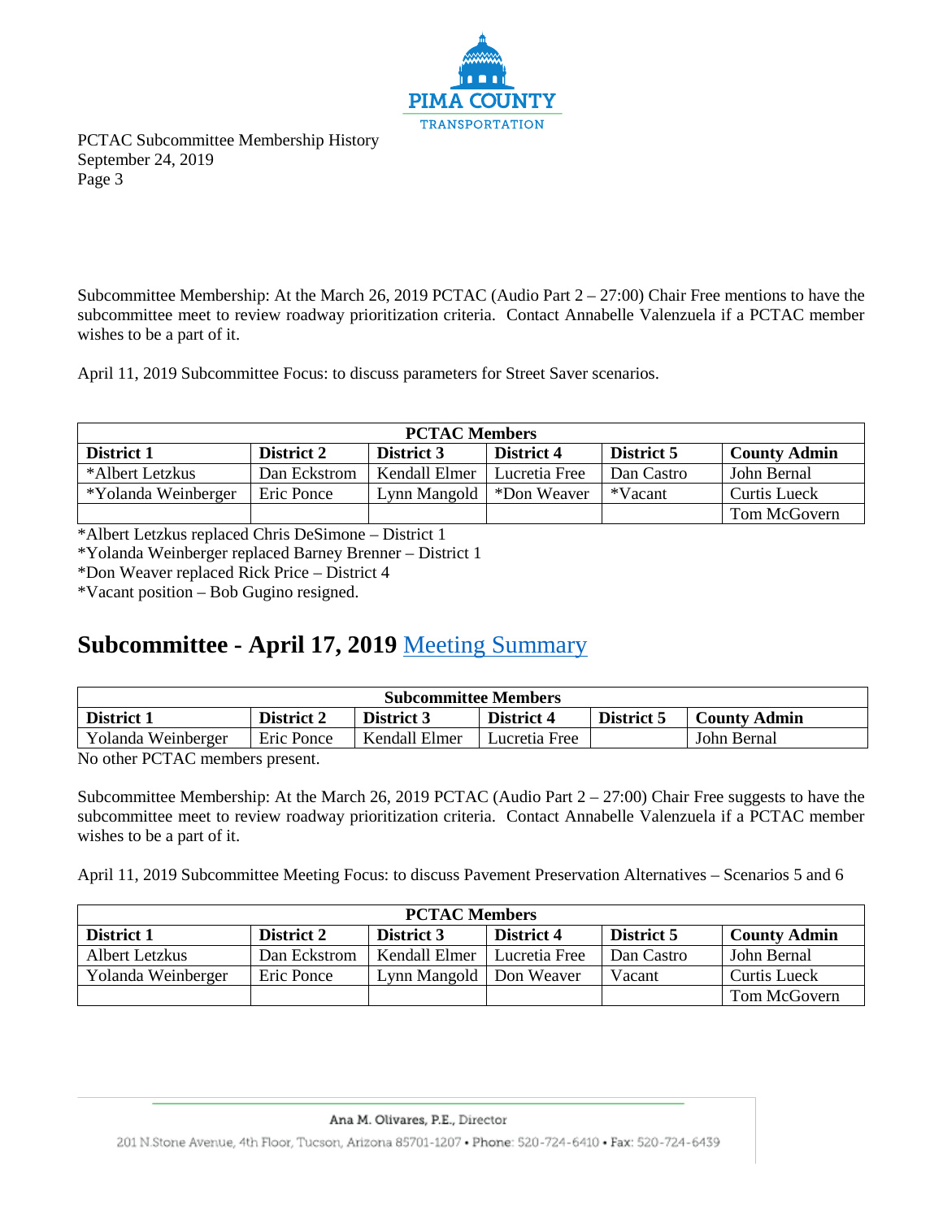Subcommittee Membership: At the March 26, 2019 PCTAC (Audio Part 2 – 27:00) Chair Free mentions to have the subcommittee meet to review roadway prioritization criteria. Contact Annabelle Valenzuela if a PCTAC member wishes to be a part of it.

April 11, 2019 Subcommittee Focus: to discuss parameters for Street Saver scenarios.

| PCTAC Members | | | | | |
|---|---|---|---|---|---|
| **District 1** | **District 2** | **District 3** | **District 4** | **District 5** | **County Admin** |
| *Albert Letzkus | Dan Eckstrom | Kendall Elmer | Lucretia Free | Dan Castro | John Bernal |
| *Yolanda Weinberger | Eric Ponce | Lynn Mangold | *Don Weaver | *Vacant | Curtis Lueck |
| | | | | | Tom McGovern |

*Albert Letzkus replaced Chris DeSimone – District 1
*Yolanda Weinberger replaced Barney Brenner – District 1
*Don Weaver replaced Rick Price – District 4
*Vacant position – Bob Gugino resigned.

## Subcommittee - April 17, 2019 Meeting Summary

| Subcommittee Members | | | | | |
|---|---|---|---|---|---|
| **District 1** | **District 2** | **District 3** | **District 4** | **District 5** | **County Admin** |
| Yolanda Weinberger | Eric Ponce | Kendall Elmer | Lucretia Free | | John Bernal |

No other PCTAC members present.

Subcommittee Membership: At the March 26, 2019 PCTAC (Audio Part 2 – 27:00) Chair Free suggests to have the subcommittee meet to review roadway prioritization criteria. Contact Annabelle Valenzuela if a PCTAC member wishes to be a part of it.

April 11, 2019 Subcommittee Meeting Focus: to discuss Pavement Preservation Alternatives – Scenarios 5 and 6

| PCTAC Members | | | | | |
|---|---|---|---|---|---|
| **District 1** | **District 2** | **District 3** | **District 4** | **District 5** | **County Admin** |
| Albert Letzkus | Dan Eckstrom | Kendall Elmer | Lucretia Free | Dan Castro | John Bernal |
| Yolanda Weinberger | Eric Ponce | Lynn Mangold | Don Weaver | Vacant | Curtis Lueck |
| | | | | | Tom McGovern |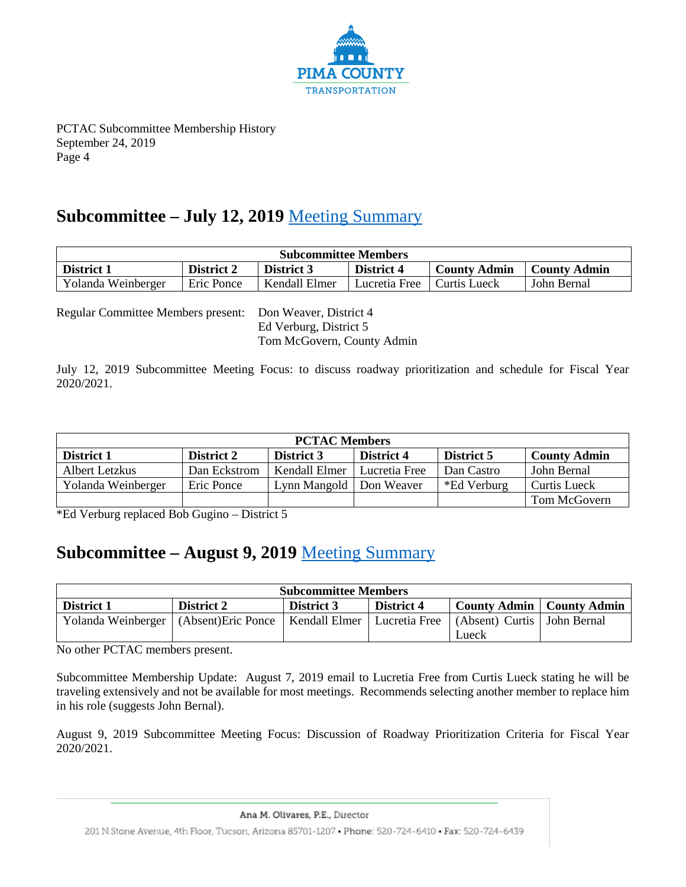PCTAC Subcommittee Membership History
September 24, 2019
Page 4

## Subcommittee – July 12, 2019 Meeting Summary

| Subcommittee Members | | | | | |
|---|---|---|---|---|---|
| **District 1** | **District 2** | **District 3** | **District 4** | **County Admin** | **County Admin** |
| Yolanda Weinberger | Eric Ponce | Kendall Elmer | Lucretia Free | Curtis Lueck | John Bernal |

Regular Committee Members present: Don Weaver, District 4
Ed Verburg, District 5
Tom McGovern, County Admin

July 12, 2019 Subcommittee Meeting Focus: to discuss roadway prioritization and schedule for Fiscal Year 2020/2021.

| PCTAC Members | | | | | |
|---|---|---|---|---|---|
| **District 1** | **District 2** | **District 3** | **District 4** | **District 5** | **County Admin** |
| Albert Letzkus | Dan Eckstrom | Kendall Elmer | Lucretia Free | Dan Castro | John Bernal |
| Yolanda Weinberger | Eric Ponce | Lynn Mangold | Don Weaver | *Ed Verburg | Curtis Lueck |
| | | | | | Tom McGovern |

*Ed Verburg replaced Bob Gugino – District 5

## Subcommittee – August 9, 2019 Meeting Summary

| Subcommittee Members | | | | | |
|---|---|---|---|---|---|
| **District 1** | **District 2** | **District 3** | **District 4** | **County Admin** | **County Admin** |
| Yolanda Weinberger | (Absent)Eric Ponce | Kendall Elmer | Lucretia Free | (Absent) Curtis Lueck | John Bernal |

No other PCTAC members present.

Subcommittee Membership Update: August 7, 2019 email to Lucretia Free from Curtis Lueck stating he will be traveling extensively and not be available for most meetings. Recommends selecting another member to replace him in his role (suggests John Bernal).

August 9, 2019 Subcommittee Meeting Focus: Discussion of Roadway Prioritization Criteria for Fiscal Year 2020/2021.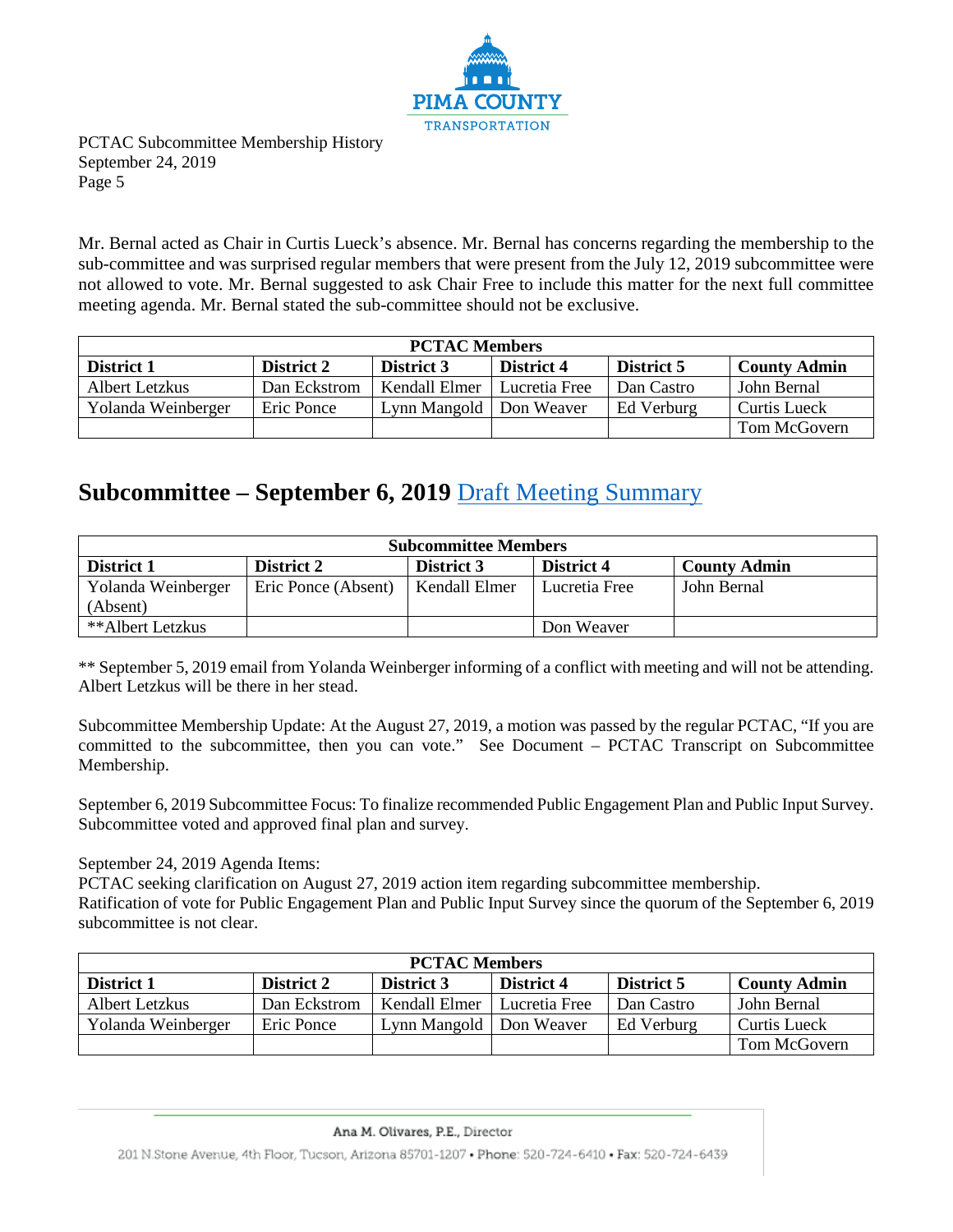Mr. Bernal acted as Chair in Curtis Lueck's absence. Mr. Bernal has concerns regarding the membership to the sub-committee and was surprised regular members that were present from the July 12, 2019 subcommittee were not allowed to vote. Mr. Bernal suggested to ask Chair Free to include this matter for the next full committee meeting agenda. Mr. Bernal stated the sub-committee should not be exclusive.

| PCTAC Members | | | | | |
|---|---|---|---|---|---|
| **District 1** | **District 2** | **District 3** | **District 4** | **District 5** | **County Admin** |
| Albert Letzkus | Dan Eckstrom | Kendall Elmer | Lucretia Free | Dan Castro | John Bernal |
| Yolanda Weinberger | Eric Ponce | Lynn Mangold | Don Weaver | Ed Verburg | Curtis Lueck |
| | | | | | Tom McGovern |

## Subcommittee – September 6, 2019 Draft Meeting Summary

| Subcommittee Members | | | | |
|---|---|---|---|---|
| **District 1** | **District 2** | **District 3** | **District 4** | **County Admin** |
| Yolanda Weinberger (Absent) | Eric Ponce (Absent) | Kendall Elmer | Lucretia Free | John Bernal |
| **Albert Letzkus | | | Don Weaver | |

** September 5, 2019 email from Yolanda Weinberger informing of a conflict with meeting and will not be attending. Albert Letzkus will be there in her stead.

Subcommittee Membership Update: At the August 27, 2019, a motion was passed by the regular PCTAC, "If you are committed to the subcommittee, then you can vote." See Document – PCTAC Transcript on Subcommittee Membership.

September 6, 2019 Subcommittee Focus: To finalize recommended Public Engagement Plan and Public Input Survey. Subcommittee voted and approved final plan and survey.

September 24, 2019 Agenda Items:
PCTAC seeking clarification on August 27, 2019 action item regarding subcommittee membership.
Ratification of vote for Public Engagement Plan and Public Input Survey since the quorum of the September 6, 2019 subcommittee is not clear.

| PCTAC Members | | | | | |
|---|---|---|---|---|---|
| **District 1** | **District 2** | **District 3** | **District 4** | **District 5** | **County Admin** |
| Albert Letzkus | Dan Eckstrom | Kendall Elmer | Lucretia Free | Dan Castro | John Bernal |
| Yolanda Weinberger | Eric Ponce | Lynn Mangold | Don Weaver | Ed Verburg | Curtis Lueck |
| | | | | | Tom McGovern |